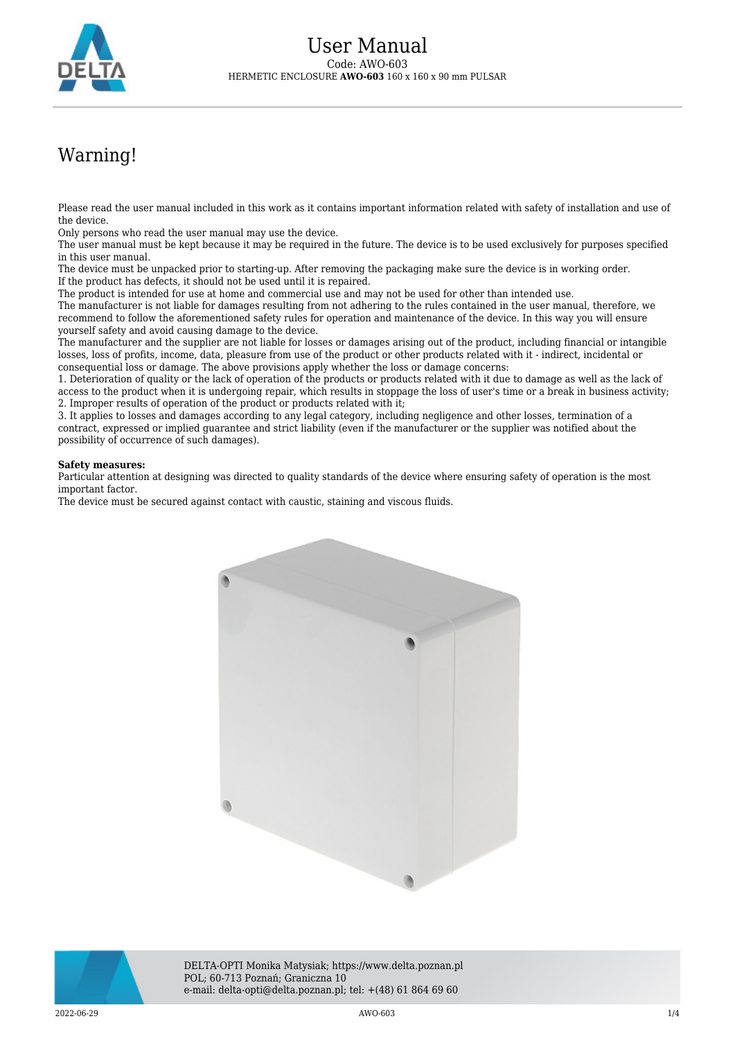// User Manual

Code: AWO-603

HERMETIC ENCLOSURE **AWO-603** 160 x 160 x 90 mm PULSAR

# Warning!

Please read the user manual included in this work as it contains important information related with safety of installation and use of the device.
Only persons who read the user manual may use the device.
The user manual must be kept because it may be required in the future. The device is to be used exclusively for purposes specified in this user manual.
The device must be unpacked prior to starting-up. After removing the packaging make sure the device is in working order.
If the product has defects, it should not be used until it is repaired.
The product is intended for use at home and commercial use and may not be used for other than intended use.
The manufacturer is not liable for damages resulting from not adhering to the rules contained in the user manual, therefore, we recommend to follow the aforementioned safety rules for operation and maintenance of the device. In this way you will ensure yourself safety and avoid causing damage to the device.
The manufacturer and the supplier are not liable for losses or damages arising out of the product, including financial or intangible losses, loss of profits, income, data, pleasure from use of the product or other products related with it - indirect, incidental or consequential loss or damage. The above provisions apply whether the loss or damage concerns:
1. Deterioration of quality or the lack of operation of the products or products related with it due to damage as well as the lack of access to the product when it is undergoing repair, which results in stoppage the loss of user's time or a break in business activity;
2. Improper results of operation of the product or products related with it;
3. It applies to losses and damages according to any legal category, including negligence and other losses, termination of a contract, expressed or implied guarantee and strict liability (even if the manufacturer or the supplier was notified about the possibility of occurrence of such damages).

**Safety measures:**
Particular attention at designing was directed to quality standards of the device where ensuring safety of operation is the most important factor.
The device must be secured against contact with caustic, staining and viscous fluids.

DELTA-OPTI Monika Matysiak; https://www.delta.poznan.pl
POL; 60-713 Poznań; Graniczna 10
e-mail: delta-opti@delta.poznan.pl; tel: +(48) 61 864 69 60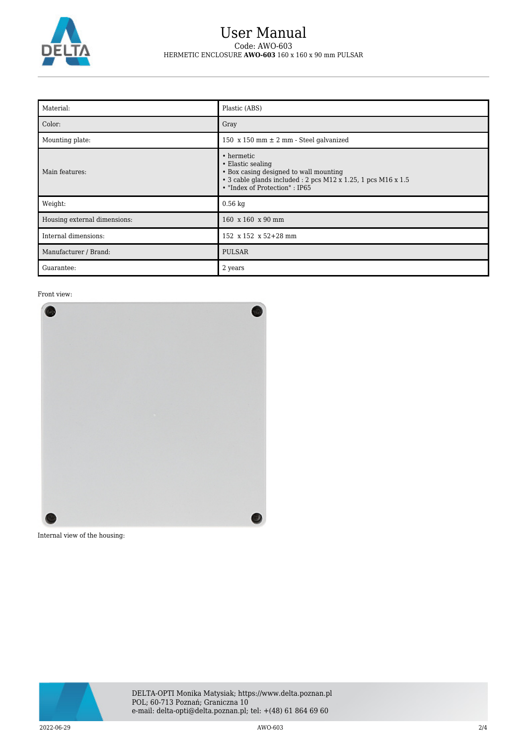# User Manual

Code: AWO-603

HERMETIC ENCLOSURE **AWO-603** 160 x 160 x 90 mm PULSAR

| Material: | Plastic (ABS) |
|---|---|
| Color: | Gray |
| Mounting plate: | 150 x 150 mm ± 2 mm - Steel galvanized |
| Main features: | • hermetic<br>• Elastic sealing<br>• Box casing designed to wall mounting<br>• 3 cable glands included : 2 pcs M12 x 1.25, 1 pcs M16 x 1.5<br>• "Index of Protection" : IP65 |
| Weight: | 0.56 kg |
| Housing external dimensions: | 160 x 160 x 90 mm |
| Internal dimensions: | 152 x 152 x 52+28 mm |
| Manufacturer / Brand: | PULSAR |
| Guarantee: | 2 years |

Front view:

Internal view of the housing:

DELTA-OPTI Monika Matysiak; https://www.delta.poznan.pl
POL; 60-713 Poznań; Graniczna 10
e-mail: delta-opti@delta.poznan.pl; tel: +(48) 61 864 69 60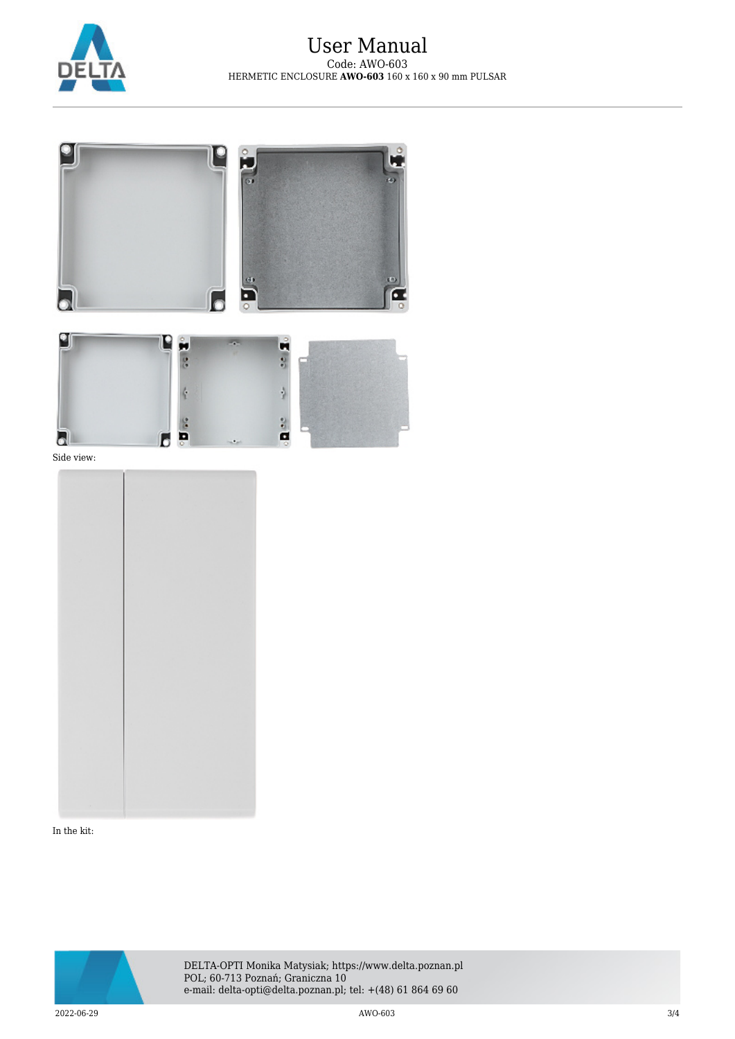Side view:

In the kit: